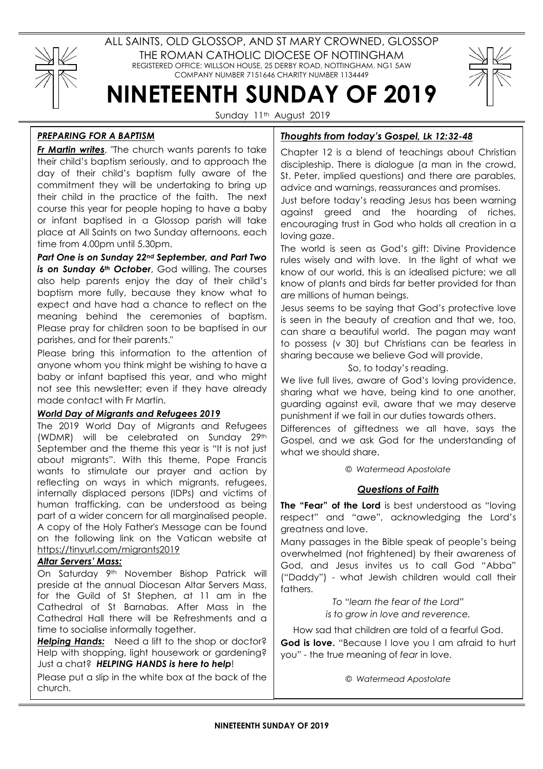ALL SAINTS, OLD GLOSSOP, AND ST MARY CROWNED, GLOSSOP

THE ROMAN CATHOLIC DIOCESE OF NOTTINGHAM

REGISTERED OFFICE: WILLSON HOUSE, 25 DERBY ROAD, NOTTINGHAM. NG1 5AW

COMPANY NUMBER 7151646 CHARITY NUMBER 1134449

# NINETEENTH SUNDAY OF 2019

Sunday 11th August 2019

### ***PREPARING FOR A BAPTISM***

***Fr Martin writes***, "The church wants parents to take their child's baptism seriously, and to approach the day of their child's baptism fully aware of the commitment they will be undertaking to bring up their child in the practice of the faith. The next course this year for people hoping to have a baby or infant baptised in a Glossop parish will take place at All Saints on two Sunday afternoons, each time from 4.00pm until 5.30pm.

***Part One is on Sunday 22nd September, and Part Two is on Sunday 6th October***, God willing. The courses also help parents enjoy the day of their child's baptism more fully, because they know what to expect and have had a chance to reflect on the meaning behind the ceremonies of baptism. Please pray for children soon to be baptised in our parishes, and for their parents."

Please bring this information to the attention of anyone whom you think might be wishing to have a baby or infant baptised this year, and who might not see this newsletter; even if they have already made contact with Fr Martin.

### ***World Day of Migrants and Refugees 2019***

The 2019 World Day of Migrants and Refugees (WDMR) will be celebrated on Sunday 29th September and the theme this year is "It is not just about migrants". With this theme, Pope Francis wants to stimulate our prayer and action by reflecting on ways in which migrants, refugees, internally displaced persons (IDPs) and victims of human trafficking, can be understood as being part of a wider concern for all marginalised people. A copy of the Holy Father's Message can be found on the following link on the Vatican website at https://tinyurl.com/migrants2019

### ***Altar Servers' Mass:***

On Saturday 9th November Bishop Patrick will preside at the annual Diocesan Altar Servers Mass, for the Guild of St Stephen, at 11 am in the Cathedral of St Barnabas. After Mass in the Cathedral Hall there will be Refreshments and a time to socialise informally together.

***Helping Hands:*** Need a lift to the shop or doctor? Help with shopping, light housework or gardening? Just a chat? ***HELPING HANDS is here to help!***

Please put a slip in the white box at the back of the church.

### ***Thoughts from today's Gospel, Lk 12:32-48***

Chapter 12 is a blend of teachings about Christian discipleship. There is dialogue (a man in the crowd, St. Peter, implied questions) and there are parables, advice and warnings, reassurances and promises.

Just before today's reading Jesus has been warning against greed and the hoarding of riches, encouraging trust in God who holds all creation in a loving gaze.

The world is seen as God's gift: Divine Providence rules wisely and with love. In the light of what we know of our world, this is an idealised picture; we all know of plants and birds far better provided for than are millions of human beings.

Jesus seems to be saying that God's protective love is seen in the beauty of creation and that we, too, can share a beautiful world. The pagan may want to possess (v 30) but Christians can be fearless in sharing because we believe God will provide.

So, to today's reading.

We live full lives, aware of God's loving providence, sharing what we have, being kind to one another, guarding against evil, aware that we may deserve punishment if we fail in our duties towards others.

Differences of giftedness we all have, says the Gospel, and we ask God for the understanding of what we should share.

*© Watermead Apostolate*

### ***Questions of Faith***

**The "Fear" of the Lord** is best understood as "loving respect" and "awe", acknowledging the Lord's greatness and love.

Many passages in the Bible speak of people's being overwhelmed (not frightened) by their awareness of God, and Jesus invites us to call God "Abba" ("Daddy") - what Jewish children would call their fathers.

*To "learn the fear of the Lord" is to grow in love and reverence.*

How sad that children are told of a fearful God.

**God is love.** "Because I love you I am afraid to hurt you" - the true meaning of *fear* in love.

*© Watermead Apostolate*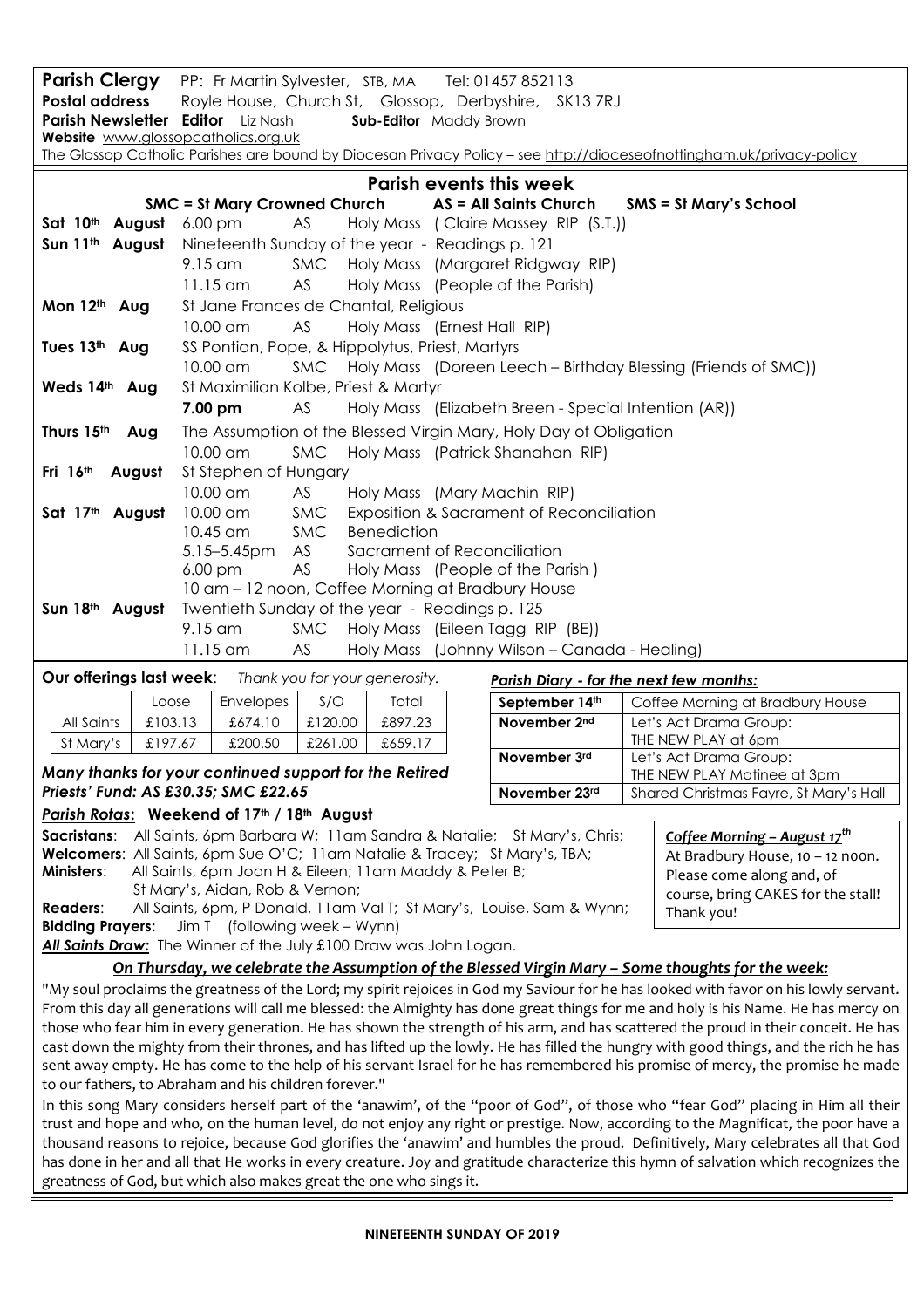**Parish Clergy** PP: Fr Martin Sylvester, STB, MA Tel: 01457 852113
**Postal address** Royle House, Church St, Glossop, Derbyshire, SK13 7RJ
**Parish Newsletter Editor** Liz Nash **Sub-Editor** Maddy Brown
**Website** www.glossopcatholics.org.uk
The Glossop Catholic Parishes are bound by Diocesan Privacy Policy – see http://dioceseofnottingham.uk/privacy-policy

## Parish events this week

**SMC = St Mary Crowned Church** **AS = All Saints Church** **SMS = St Mary's School**

| | | | |
|---|---|---|---|
| **Sat 10th August** | 6.00 pm | AS | Holy Mass ( Claire Massey RIP (S.T.)) |
| **Sun 11th August** | Nineteenth Sunday of the year - Readings p. 121 | | |
| | 9.15 am | SMC | Holy Mass (Margaret Ridgway RIP) |
| | 11.15 am | AS | Holy Mass (People of the Parish) |
| **Mon 12th Aug** | St Jane Frances de Chantal, Religious | | |
| | 10.00 am | AS | Holy Mass (Ernest Hall RIP) |
| **Tues 13th Aug** | SS Pontian, Pope, & Hippolytus, Priest, Martyrs | | |
| | 10.00 am | SMC | Holy Mass (Doreen Leech – Birthday Blessing (Friends of SMC)) |
| **Weds 14th Aug** | St Maximilian Kolbe, Priest & Martyr | | |
| | **7.00 pm** | AS | Holy Mass (Elizabeth Breen - Special Intention (AR)) |
| **Thurs 15th Aug** | The Assumption of the Blessed Virgin Mary, Holy Day of Obligation | | |
| | 10.00 am | SMC | Holy Mass (Patrick Shanahan RIP) |
| **Fri 16th August** | St Stephen of Hungary | | |
| | 10.00 am | AS | Holy Mass (Mary Machin RIP) |
| **Sat 17th August** | 10.00 am | SMC | Exposition & Sacrament of Reconciliation |
| | 10.45 am | SMC | Benediction |
| | 5.15–5.45pm | AS | Sacrament of Reconciliation |
| | 6.00 pm | AS | Holy Mass (People of the Parish ) |
| | 10 am – 12 noon, Coffee Morning at Bradbury House | | |
| **Sun 18th August** | Twentieth Sunday of the year - Readings p. 125 | | |
| | 9.15 am | SMC | Holy Mass (Eileen Tagg RIP (BE)) |
| | 11.15 am | AS | Holy Mass (Johnny Wilson – Canada - Healing) |

**Our offerings last week**: *Thank you for your generosity.*

| | Loose | Envelopes | S/O | Total |
|---|---|---|---|---|
| All Saints | £103.13 | £674.10 | £120.00 | £897.23 |
| St Mary's | £197.67 | £200.50 | £261.00 | £659.17 |

***Many thanks for your continued support for the Retired Priests' Fund: AS £30.35; SMC £22.65***

***Parish Diary - for the next few months:***

| | |
|---|---|
| **September 14th** | Coffee Morning at Bradbury House |
| **November 2nd** | Let's Act Drama Group: THE NEW PLAY at 6pm |
| **November 3rd** | Let's Act Drama Group: THE NEW PLAY Matinee at 3pm |
| **November 23rd** | Shared Christmas Fayre, St Mary's Hall |

***Parish Rotas:*** **Weekend of 17th / 18th August**

**Sacristans**: All Saints, 6pm Barbara W; 11am Sandra & Natalie; St Mary's, Chris;
**Welcomers**: All Saints, 6pm Sue O'C; 11am Natalie & Tracey; St Mary's, TBA;
**Ministers**: All Saints, 6pm Joan H & Eileen; 11am Maddy & Peter B; St Mary's, Aidan, Rob & Vernon;
**Readers**: All Saints, 6pm, P Donald, 11am Val T; St Mary's, Louise, Sam & Wynn;
**Bidding Prayers**: Jim T (following week – Wynn)

***All Saints Draw:*** The Winner of the July £100 Draw was John Logan.

***Coffee Morning – August 17th***
At Bradbury House, 10 – 12 noon. Please come along and, of course, bring CAKES for the stall! Thank you!

***On Thursday, we celebrate the Assumption of the Blessed Virgin Mary – Some thoughts for the week:***

"My soul proclaims the greatness of the Lord; my spirit rejoices in God my Saviour for he has looked with favor on his lowly servant. From this day all generations will call me blessed: the Almighty has done great things for me and holy is his Name. He has mercy on those who fear him in every generation. He has shown the strength of his arm, and has scattered the proud in their conceit. He has cast down the mighty from their thrones, and has lifted up the lowly. He has filled the hungry with good things, and the rich he has sent away empty. He has come to the help of his servant Israel for he has remembered his promise of mercy, the promise he made to our fathers, to Abraham and his children forever."

In this song Mary considers herself part of the 'anawim', of the "poor of God", of those who "fear God" placing in Him all their trust and hope and who, on the human level, do not enjoy any right or prestige. Now, according to the Magnificat, the poor have a thousand reasons to rejoice, because God glorifies the 'anawim' and humbles the proud. Definitively, Mary celebrates all that God has done in her and all that He works in every creature. Joy and gratitude characterize this hymn of salvation which recognizes the greatness of God, but which also makes great the one who sings it.

**NINETEENTH SUNDAY OF 2019**